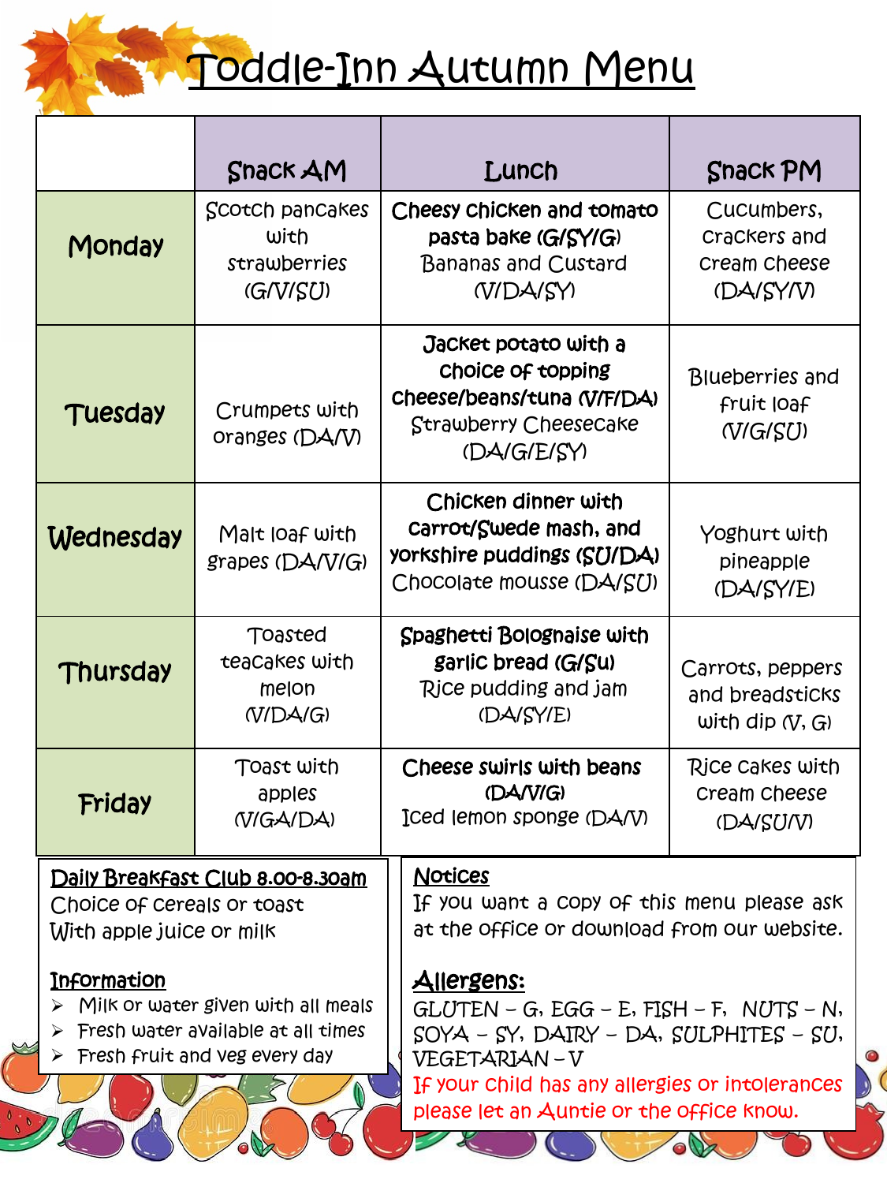# Toddle-Inn Autumn Menu

| | Snack AM | Lunch | Snack PM |
|---|---|---|---|
| **Monday** | Scotch pancakes with strawberries (G/V/SU) | **Cheesy chicken and tomato pasta bake (G/SY/G)** Bananas and Custard (V/DA/SY) | Cucumbers, crackers and cream cheese (DA/SY/V) |
| **Tuesday** | Crumpets with oranges (DA/V) | **Jacket potato with a choice of topping cheese/beans/tuna (V/F/DA)** Strawberry Cheesecake (DA/G/E/SY) | Blueberries and fruit loaf (V/G/SU) |
| **Wednesday** | Malt loaf with grapes (DA/V/G) | **Chicken dinner with carrot/Swede mash, and yorkshire puddings (SU/DA)** Chocolate mousse (DA/SU) | Yoghurt with pineapple (DA/SY/E) |
| **Thursday** | Toasted teacakes with melon (V/DA/G) | **Spaghetti Bolognaise with garlic bread (G/Su)** Rice pudding and jam (DA/SY/E) | Carrots, peppers and breadsticks with dip (V, G) |
| **Friday** | Toast with apples (V/GA/DA) | **Cheese swirls with beans (DA/V/G)** Iced lemon sponge (DA/V) | Rice cakes with cream cheese (DA/SU/V) |

**Daily Breakfast Club 8.00-8.30am**
Choice of cereals or toast
With apple juice or milk

**Information**
- Milk or water given with all meals
- Fresh water available at all times
- Fresh fruit and veg every day

**Notices**
If you want a copy of this menu please ask at the office or download from our website.

**Allergens:**
GLUTEN – G, EGG – E, FISH – F, NUTS – N, SOYA – SY, DAIRY – DA, SULPHITES – SU, VEGETARIAN – V
If your child has any allergies or intolerances please let an Auntie or the office know.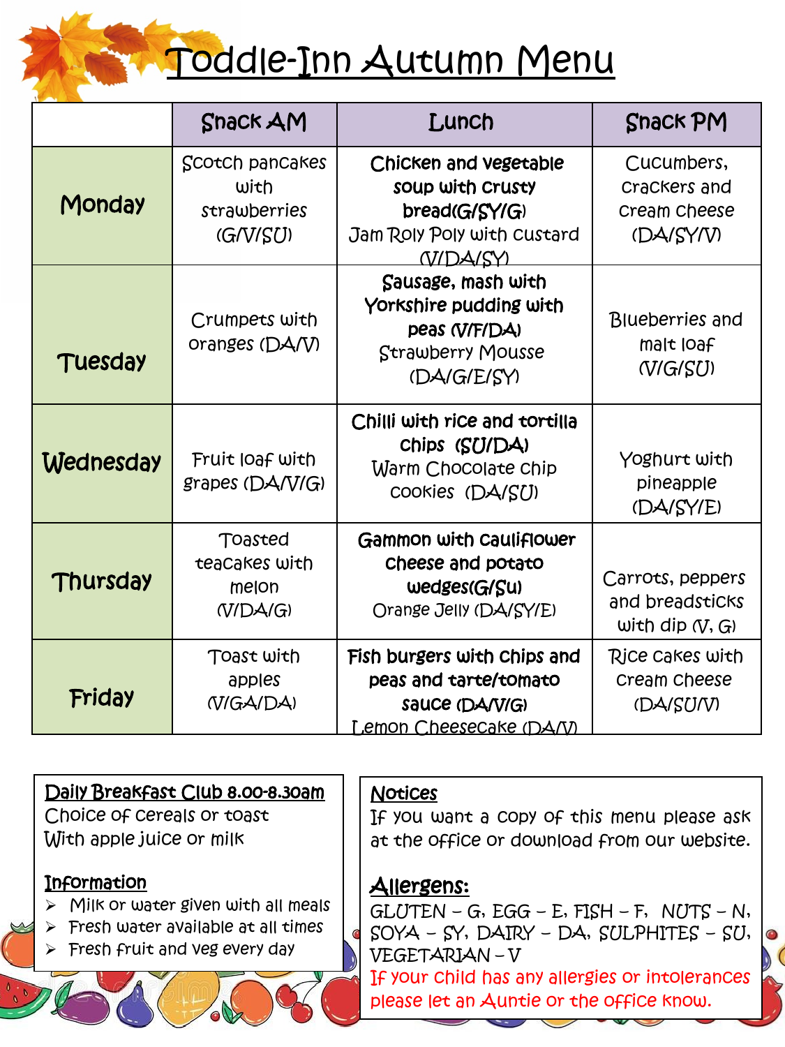# Toddle-Inn Autumn Menu

| | Snack AM | Lunch | Snack PM |
|---|---|---|---|
| **Monday** | Scotch pancakes with strawberries (G/V/SU) | **Chicken and vegetable soup with crusty bread(G/SY/G)** Jam Roly Poly with custard (V/DA/SY) | Cucumbers, crackers and cream cheese (DA/SY/V) |
| **Tuesday** | Crumpets with oranges (DA/V) | **Sausage, mash with Yorkshire pudding with peas (V/F/DA)** Strawberry Mousse (DA/G/E/SY) | Blueberries and malt loaf (V/G/SU) |
| **Wednesday** | Fruit loaf with grapes (DA/V/G) | **Chilli with rice and tortilla chips (SU/DA)** Warm Chocolate chip cookies (DA/SU) | Yoghurt with pineapple (DA/SY/E) |
| **Thursday** | Toasted teacakes with melon (V/DA/G) | **Gammon with cauliflower cheese and potato wedges(G/Su)** Orange Jelly (DA/SY/E) | Carrots, peppers and breadsticks with dip (V, G) |
| **Friday** | Toast with apples (V/GA/DA) | **Fish burgers with chips and peas and tarte/tomato sauce (DA/V/G)** Lemon Cheesecake (DA/V) | Rice cakes with cream cheese (DA/SU/V) |

**Daily Breakfast Club 8.00-8.30am**

Choice of cereals or toast
With apple juice or milk

**Information**

- Milk or water given with all meals
- Fresh water available at all times
- Fresh fruit and veg every day

**Notices**

If you want a copy of this menu please ask at the office or download from our website.

**Allergens:**

GLUTEN – G, EGG – E, FISH – F, NUTS – N, SOYA – SY, DAIRY – DA, SULPHITES – SU, VEGETARIAN – V

If your child has any allergies or intolerances please let an Auntie or the office know.